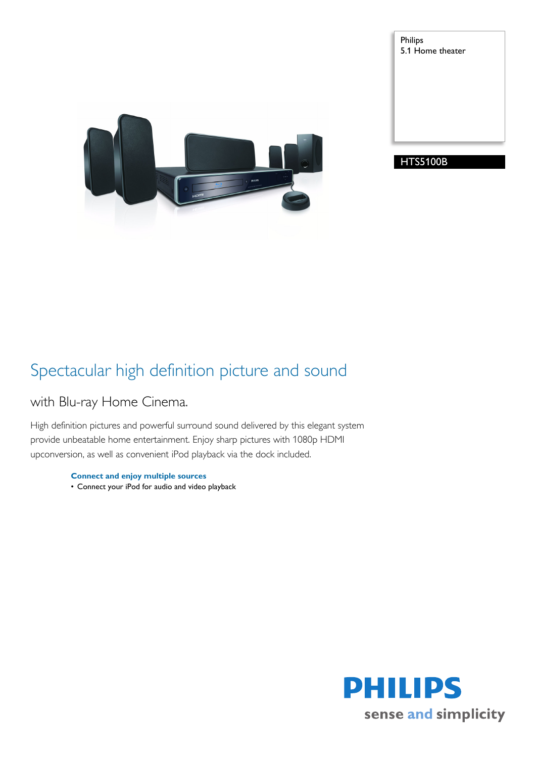Philips
5.1 Home theater

HTS5100B

# Spectacular high definition picture and sound

## with Blu-ray Home Cinema.

High definition pictures and powerful surround sound delivered by this elegant system provide unbeatable home entertainment. Enjoy sharp pictures with 1080p HDMI upconversion, as well as convenient iPod playback via the dock included.

**Connect and enjoy multiple sources**

- Connect your iPod for audio and video playback

PHILIPS
sense and simplicity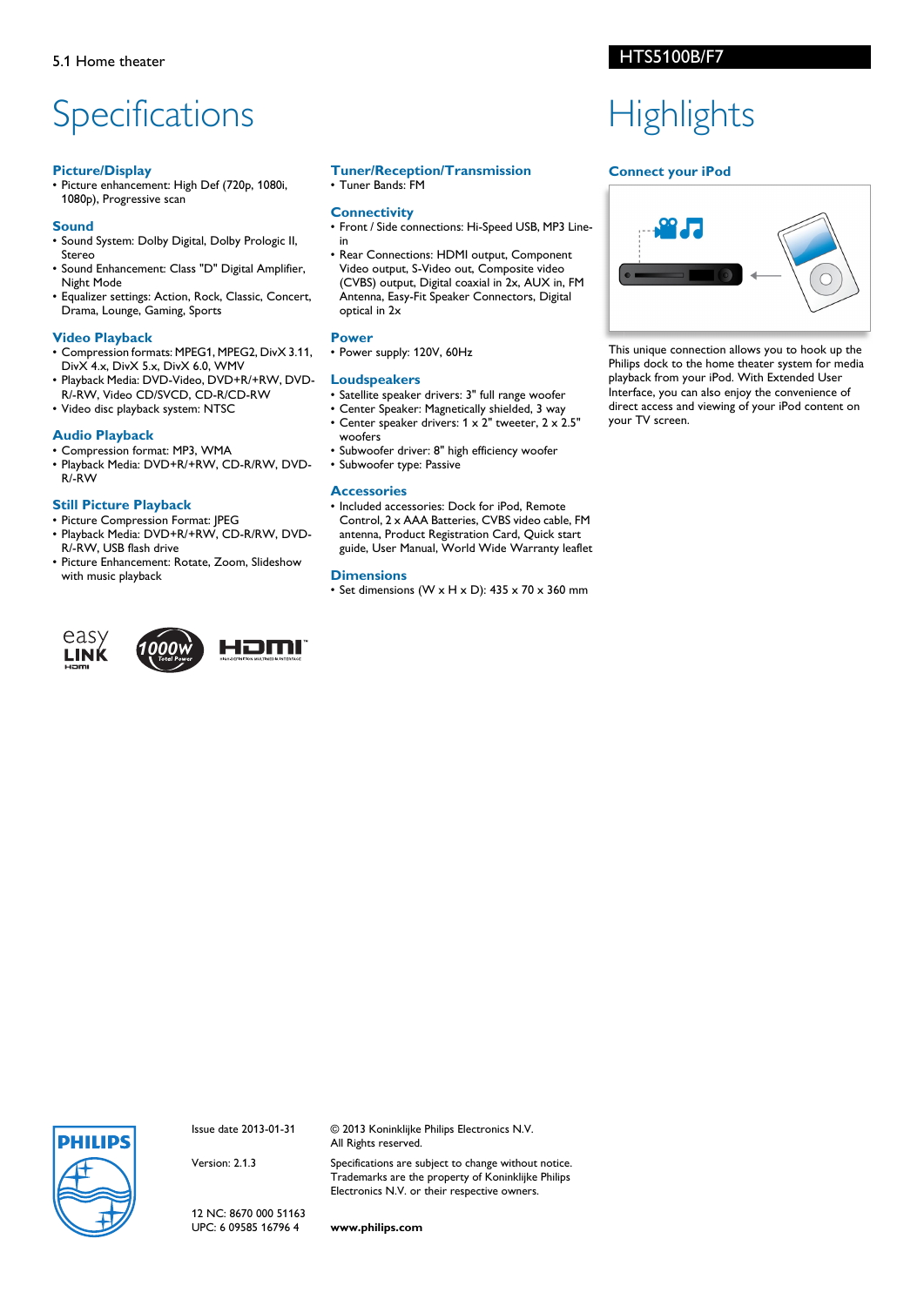5.1 Home theater

HTS5100B/F7

# Specifications

## Picture/Display

- Picture enhancement: High Def (720p, 1080i, 1080p), Progressive scan

## Sound

- Sound System: Dolby Digital, Dolby Prologic II, Stereo
- Sound Enhancement: Class "D" Digital Amplifier, Night Mode
- Equalizer settings: Action, Rock, Classic, Concert, Drama, Lounge, Gaming, Sports

## Video Playback

- Compression formats: MPEG1, MPEG2, DivX 3.11, DivX 4.x, DivX 5.x, DivX 6.0, WMV
- Playback Media: DVD-Video, DVD+R/+RW, DVD-R/-RW, Video CD/SVCD, CD-R/CD-RW
- Video disc playback system: NTSC

## Audio Playback

- Compression format: MP3, WMA
- Playback Media: DVD+R/+RW, CD-R/RW, DVD-R/-RW

## Still Picture Playback

- Picture Compression Format: JPEG
- Playback Media: DVD+R/+RW, CD-R/RW, DVD-R/-RW, USB flash drive
- Picture Enhancement: Rotate, Zoom, Slideshow with music playback

## Tuner/Reception/Transmission

- Tuner Bands: FM

## Connectivity

- Front / Side connections: Hi-Speed USB, MP3 Line-in
- Rear Connections: HDMI output, Component Video output, S-Video out, Composite video (CVBS) output, Digital coaxial in 2x, AUX in, FM Antenna, Easy-Fit Speaker Connectors, Digital optical in 2x

## Power

- Power supply: 120V, 60Hz

## Loudspeakers

- Satellite speaker drivers: 3" full range woofer
- Center Speaker: Magnetically shielded, 3 way
- Center speaker drivers: 1 x 2" tweeter, 2 x 2.5" woofers
- Subwoofer driver: 8" high efficiency woofer
- Subwoofer type: Passive

## Accessories

- Included accessories: Dock for iPod, Remote Control, 2 x AAA Batteries, CVBS video cable, FM antenna, Product Registration Card, Quick start guide, User Manual, World Wide Warranty leaflet

## Dimensions

- Set dimensions (W x H x D): 435 x 70 x 360 mm

# Highlights

## Connect your iPod

This unique connection allows you to hook up the Philips dock to the home theater system for media playback from your iPod. With Extended User Interface, you can also enjoy the convenience of direct access and viewing of your iPod content on your TV screen.

Issue date 2013-01-31

Version: 2.1.3

12 NC: 8670 000 51163
UPC: 6 09585 16796 4

© 2013 Koninklijke Philips Electronics N.V.
All Rights reserved.

Specifications are subject to change without notice. Trademarks are the property of Koninklijke Philips Electronics N.V. or their respective owners.

www.philips.com